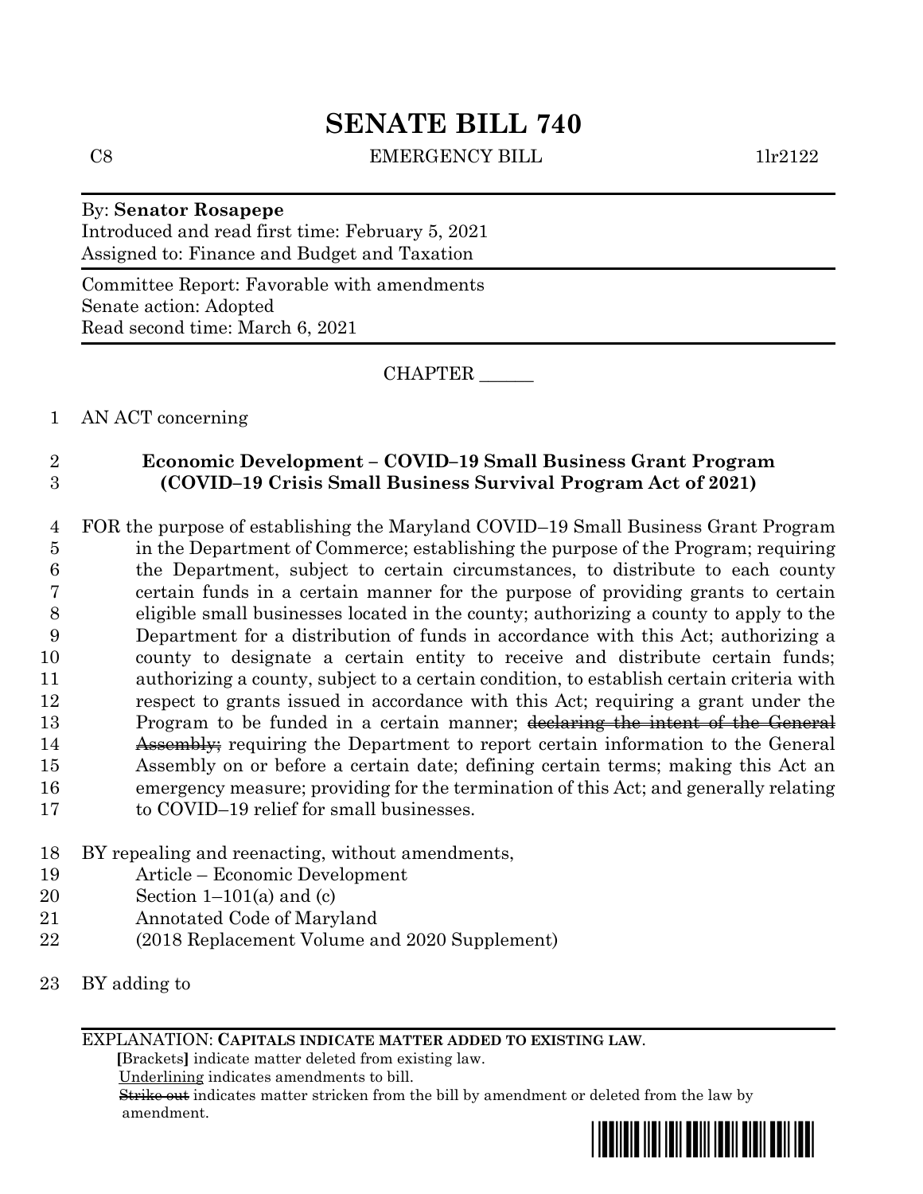# SENATE BILL 740

C8 EMERGENCY BILL 1lr2122

By: **Senator Rosapepe**
Introduced and read first time: February 5, 2021
Assigned to: Finance and Budget and Taxation

Committee Report: Favorable with amendments
Senate action: Adopted
Read second time: March 6, 2021

CHAPTER ______

1 AN ACT concerning

2 **Economic Development – COVID–19 Small Business Grant Program**
3 **(COVID–19 Crisis Small Business Survival Program Act of 2021)**

4 FOR the purpose of establishing the Maryland COVID–19 Small Business Grant Program
5 in the Department of Commerce; establishing the purpose of the Program; requiring
6 the Department, subject to certain circumstances, to distribute to each county
7 certain funds in a certain manner for the purpose of providing grants to certain
8 eligible small businesses located in the county; authorizing a county to apply to the
9 Department for a distribution of funds in accordance with this Act; authorizing a
10 county to designate a certain entity to receive and distribute certain funds;
11 authorizing a county, subject to a certain condition, to establish certain criteria with
12 respect to grants issued in accordance with this Act; requiring a grant under the
13 Program to be funded in a certain manner; ~~declaring the intent of the General~~
14 ~~Assembly;~~ requiring the Department to report certain information to the General
15 Assembly on or before a certain date; defining certain terms; making this Act an
16 emergency measure; providing for the termination of this Act; and generally relating
17 to COVID–19 relief for small businesses.

18 BY repealing and reenacting, without amendments,
19 Article – Economic Development
20 Section 1–101(a) and (c)
21 Annotated Code of Maryland
22 (2018 Replacement Volume and 2020 Supplement)

23 BY adding to

EXPLANATION: **CAPITALS INDICATE MATTER ADDED TO EXISTING LAW.**
**[**Brackets**]** indicate matter deleted from existing law.
Underlining indicates amendments to bill.
~~Strike out~~ indicates matter stricken from the bill by amendment or deleted from the law by amendment.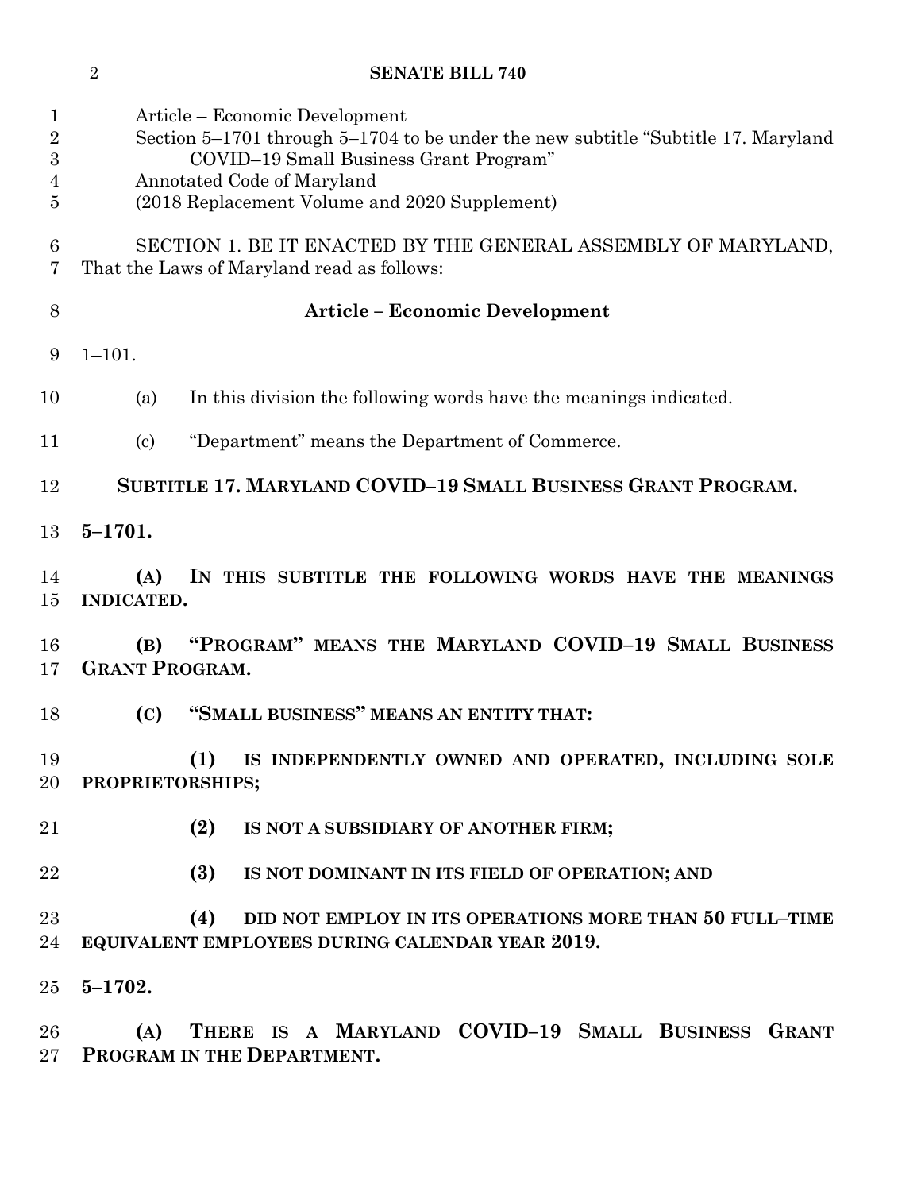Article – Economic Development
Section 5–1701 through 5–1704 to be under the new subtitle "Subtitle 17. Maryland COVID–19 Small Business Grant Program"
Annotated Code of Maryland
(2018 Replacement Volume and 2020 Supplement)

SECTION 1. BE IT ENACTED BY THE GENERAL ASSEMBLY OF MARYLAND, That the Laws of Maryland read as follows:

**Article – Economic Development**

1–101.

(a) In this division the following words have the meanings indicated.

(c) "Department" means the Department of Commerce.

**SUBTITLE 17. MARYLAND COVID–19 SMALL BUSINESS GRANT PROGRAM.**

**5–1701.**

**(A) IN THIS SUBTITLE THE FOLLOWING WORDS HAVE THE MEANINGS INDICATED.**

**(B) "PROGRAM" MEANS THE MARYLAND COVID–19 SMALL BUSINESS GRANT PROGRAM.**

**(C) "SMALL BUSINESS" MEANS AN ENTITY THAT:**

**(1) IS INDEPENDENTLY OWNED AND OPERATED, INCLUDING SOLE PROPRIETORSHIPS;**

**(2) IS NOT A SUBSIDIARY OF ANOTHER FIRM;**

**(3) IS NOT DOMINANT IN ITS FIELD OF OPERATION; AND**

**(4) DID NOT EMPLOY IN ITS OPERATIONS MORE THAN 50 FULL–TIME EQUIVALENT EMPLOYEES DURING CALENDAR YEAR 2019.**

**5–1702.**

**(A) THERE IS A MARYLAND COVID–19 SMALL BUSINESS GRANT PROGRAM IN THE DEPARTMENT.**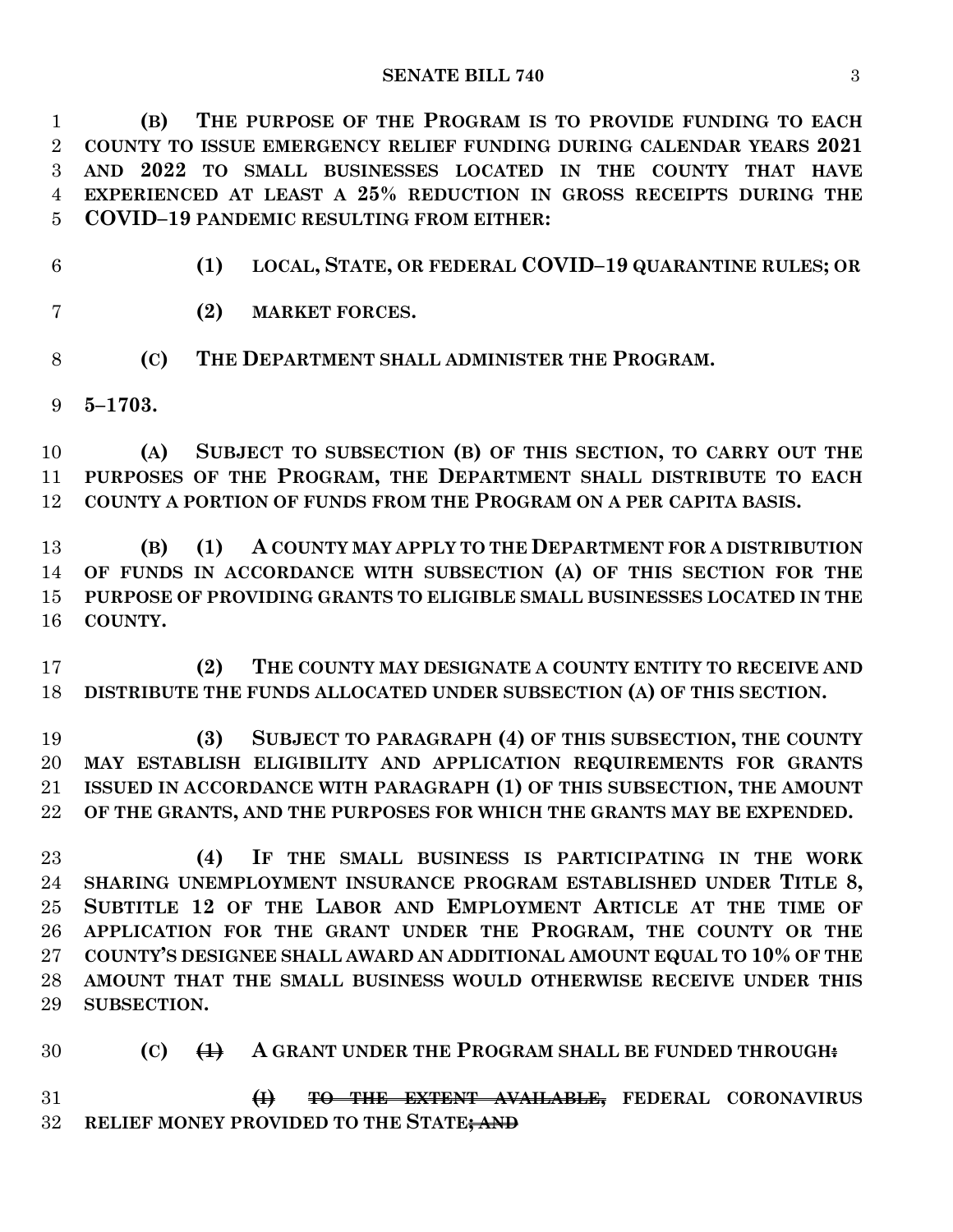**(B) THE PURPOSE OF THE PROGRAM IS TO PROVIDE FUNDING TO EACH COUNTY TO ISSUE EMERGENCY RELIEF FUNDING DURING CALENDAR YEARS 2021 AND 2022 TO SMALL BUSINESSES LOCATED IN THE COUNTY THAT HAVE EXPERIENCED AT LEAST A 25% REDUCTION IN GROSS RECEIPTS DURING THE COVID–19 PANDEMIC RESULTING FROM EITHER:**

**(1) LOCAL, STATE, OR FEDERAL COVID–19 QUARANTINE RULES; OR**

**(2) MARKET FORCES.**

**(C) THE DEPARTMENT SHALL ADMINISTER THE PROGRAM.**

**5–1703.**

**(A) SUBJECT TO SUBSECTION (B) OF THIS SECTION, TO CARRY OUT THE PURPOSES OF THE PROGRAM, THE DEPARTMENT SHALL DISTRIBUTE TO EACH COUNTY A PORTION OF FUNDS FROM THE PROGRAM ON A PER CAPITA BASIS.**

**(B) (1) A COUNTY MAY APPLY TO THE DEPARTMENT FOR A DISTRIBUTION OF FUNDS IN ACCORDANCE WITH SUBSECTION (A) OF THIS SECTION FOR THE PURPOSE OF PROVIDING GRANTS TO ELIGIBLE SMALL BUSINESSES LOCATED IN THE COUNTY.**

**(2) THE COUNTY MAY DESIGNATE A COUNTY ENTITY TO RECEIVE AND DISTRIBUTE THE FUNDS ALLOCATED UNDER SUBSECTION (A) OF THIS SECTION.**

**(3) SUBJECT TO PARAGRAPH (4) OF THIS SUBSECTION, THE COUNTY MAY ESTABLISH ELIGIBILITY AND APPLICATION REQUIREMENTS FOR GRANTS ISSUED IN ACCORDANCE WITH PARAGRAPH (1) OF THIS SUBSECTION, THE AMOUNT OF THE GRANTS, AND THE PURPOSES FOR WHICH THE GRANTS MAY BE EXPENDED.**

**(4) IF THE SMALL BUSINESS IS PARTICIPATING IN THE WORK SHARING UNEMPLOYMENT INSURANCE PROGRAM ESTABLISHED UNDER TITLE 8, SUBTITLE 12 OF THE LABOR AND EMPLOYMENT ARTICLE AT THE TIME OF APPLICATION FOR THE GRANT UNDER THE PROGRAM, THE COUNTY OR THE COUNTY'S DESIGNEE SHALL AWARD AN ADDITIONAL AMOUNT EQUAL TO 10% OF THE AMOUNT THAT THE SMALL BUSINESS WOULD OTHERWISE RECEIVE UNDER THIS SUBSECTION.**

**(C) ~~(1)~~ A GRANT UNDER THE PROGRAM SHALL BE FUNDED THROUGH~~:~~**

**~~(I)~~ ~~TO THE EXTENT AVAILABLE,~~ FEDERAL CORONAVIRUS RELIEF MONEY PROVIDED TO THE STATE~~; AND~~**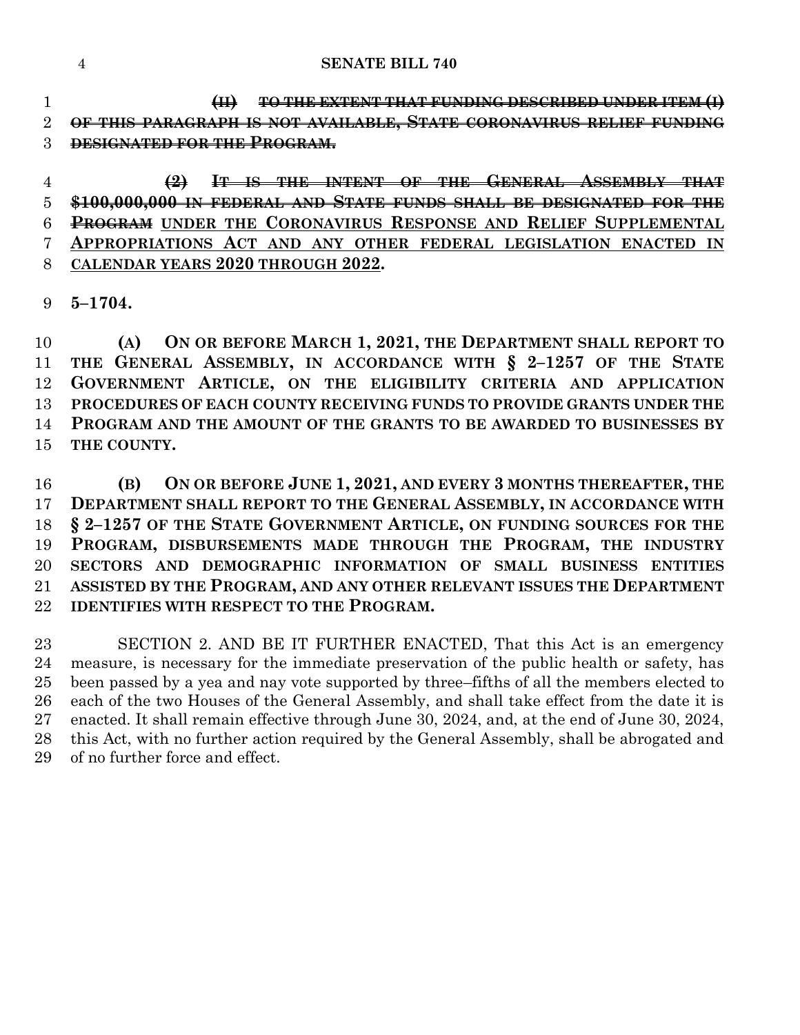~~**(II) TO THE EXTENT THAT FUNDING DESCRIBED UNDER ITEM (I) OF THIS PARAGRAPH IS NOT AVAILABLE, STATE CORONAVIRUS RELIEF FUNDING DESIGNATED FOR THE PROGRAM.**~~

~~**(2) IT IS THE INTENT OF THE GENERAL ASSEMBLY THAT $100,000,000 IN FEDERAL AND STATE FUNDS SHALL BE DESIGNATED FOR THE PROGRAM**~~ **UNDER THE CORONAVIRUS RESPONSE AND RELIEF SUPPLEMENTAL APPROPRIATIONS ACT AND ANY OTHER FEDERAL LEGISLATION ENACTED IN CALENDAR YEARS 2020 THROUGH 2022.**

**5–1704.**

**(A) ON OR BEFORE MARCH 1, 2021, THE DEPARTMENT SHALL REPORT TO THE GENERAL ASSEMBLY, IN ACCORDANCE WITH § 2–1257 OF THE STATE GOVERNMENT ARTICLE, ON THE ELIGIBILITY CRITERIA AND APPLICATION PROCEDURES OF EACH COUNTY RECEIVING FUNDS TO PROVIDE GRANTS UNDER THE PROGRAM AND THE AMOUNT OF THE GRANTS TO BE AWARDED TO BUSINESSES BY THE COUNTY.**

**(B) ON OR BEFORE JUNE 1, 2021, AND EVERY 3 MONTHS THEREAFTER, THE DEPARTMENT SHALL REPORT TO THE GENERAL ASSEMBLY, IN ACCORDANCE WITH § 2–1257 OF THE STATE GOVERNMENT ARTICLE, ON FUNDING SOURCES FOR THE PROGRAM, DISBURSEMENTS MADE THROUGH THE PROGRAM, THE INDUSTRY SECTORS AND DEMOGRAPHIC INFORMATION OF SMALL BUSINESS ENTITIES ASSISTED BY THE PROGRAM, AND ANY OTHER RELEVANT ISSUES THE DEPARTMENT IDENTIFIES WITH RESPECT TO THE PROGRAM.**

SECTION 2. AND BE IT FURTHER ENACTED, That this Act is an emergency measure, is necessary for the immediate preservation of the public health or safety, has been passed by a yea and nay vote supported by three–fifths of all the members elected to each of the two Houses of the General Assembly, and shall take effect from the date it is enacted. It shall remain effective through June 30, 2024, and, at the end of June 30, 2024, this Act, with no further action required by the General Assembly, shall be abrogated and of no further force and effect.